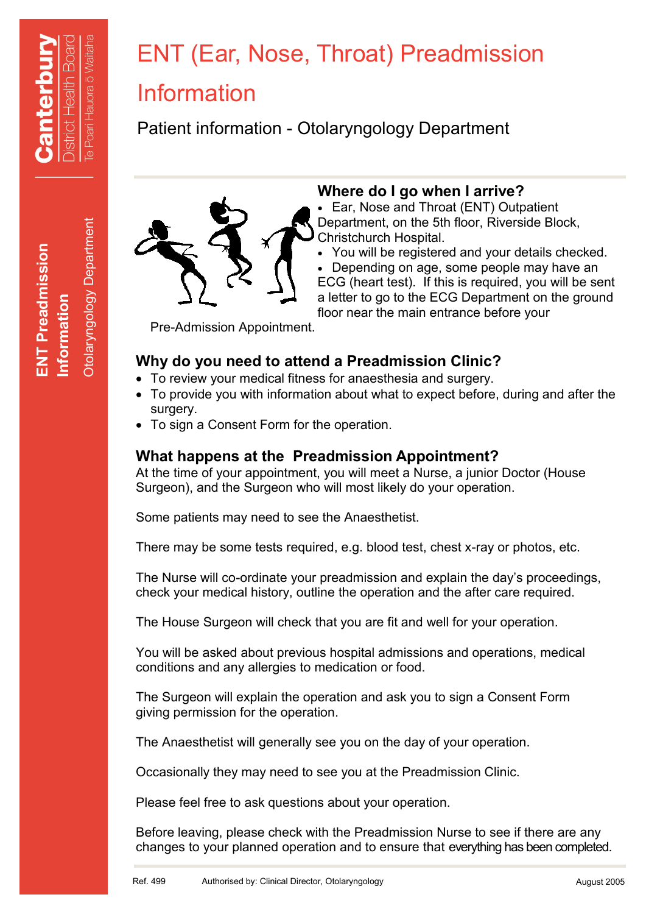# ENT (Ear, Nose, Throat) Preadmission Information

Patient information - Otolaryngology Department

### Where do I go when I arrive?

- Ear, Nose and Throat (ENT) Outpatient Department, on the 5th floor, Riverside Block, Christchurch Hospital.
- You will be registered and your details checked.
- Depending on age, some people may have an ECG (heart test). If this is required, you will be sent a letter to go to the ECG Department on the ground floor near the main entrance before your Pre-Admission Appointment.

### Why do you need to attend a Preadmission Clinic?

- To review your medical fitness for anaesthesia and surgery.
- To provide you with information about what to expect before, during and after the surgery.
- To sign a Consent Form for the operation.

### What happens at the Preadmission Appointment?

At the time of your appointment, you will meet a Nurse, a junior Doctor (House Surgeon), and the Surgeon who will most likely do your operation.

Some patients may need to see the Anaesthetist.

There may be some tests required, e.g. blood test, chest x-ray or photos, etc.

The Nurse will co-ordinate your preadmission and explain the day's proceedings, check your medical history, outline the operation and the after care required.

The House Surgeon will check that you are fit and well for your operation.

You will be asked about previous hospital admissions and operations, medical conditions and any allergies to medication or food.

The Surgeon will explain the operation and ask you to sign a Consent Form giving permission for the operation.

The Anaesthetist will generally see you on the day of your operation.

Occasionally they may need to see you at the Preadmission Clinic.

Please feel free to ask questions about your operation.

Before leaving, please check with the Preadmission Nurse to see if there are any changes to your planned operation and to ensure that everything has been completed.

Ref. 499 Authorised by: Clinical Director, Otolaryngology August 2005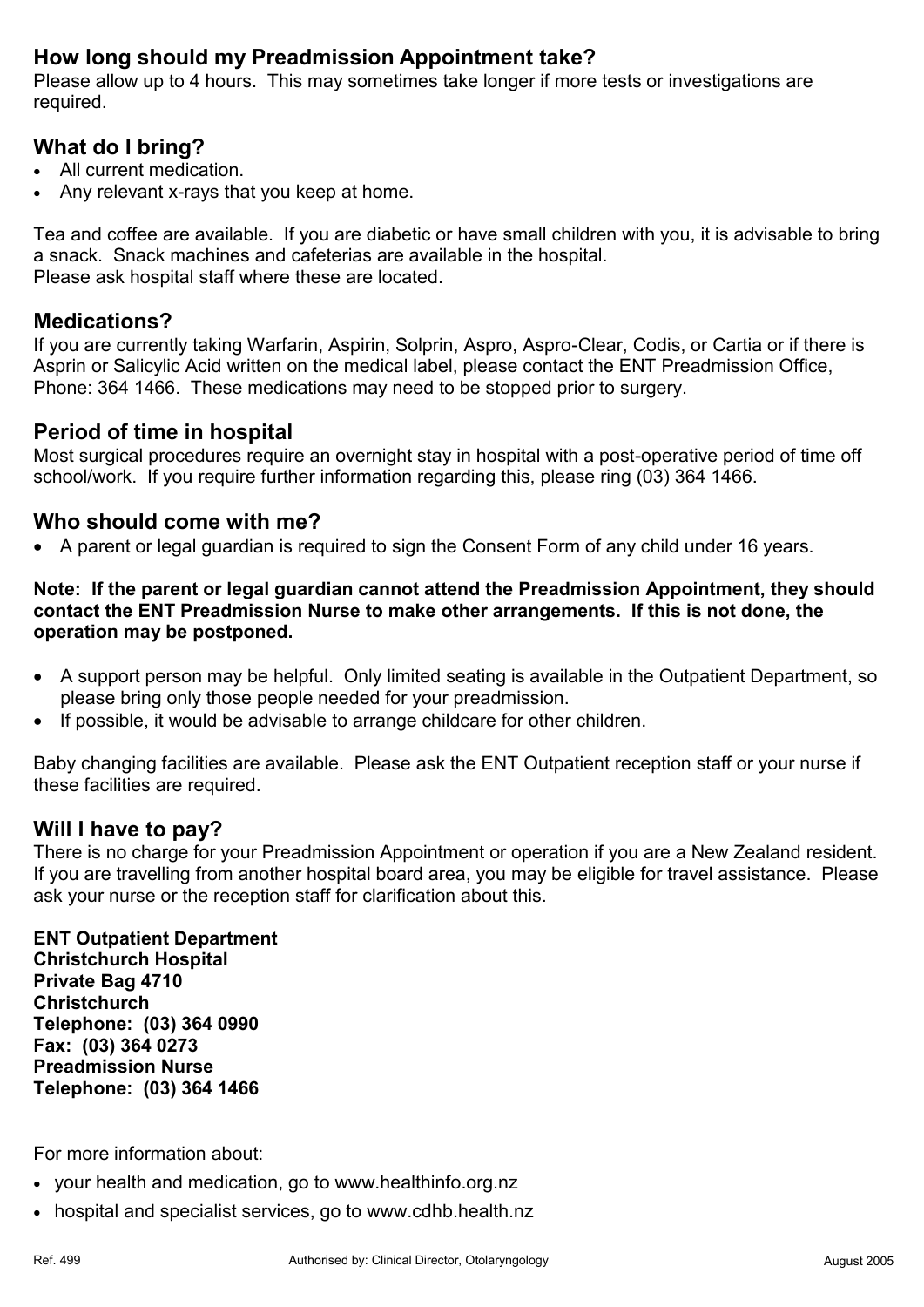## How long should my Preadmission Appointment take?

Please allow up to 4 hours. This may sometimes take longer if more tests or investigations are required.

## What do I bring?

- All current medication.
- Any relevant x-rays that you keep at home.

Tea and coffee are available. If you are diabetic or have small children with you, it is advisable to bring a snack. Snack machines and cafeterias are available in the hospital.
Please ask hospital staff where these are located.

## Medications?

If you are currently taking Warfarin, Aspirin, Solprin, Aspro, Aspro-Clear, Codis, or Cartia or if there is Asprin or Salicylic Acid written on the medical label, please contact the ENT Preadmission Office, Phone: 364 1466. These medications may need to be stopped prior to surgery.

## Period of time in hospital

Most surgical procedures require an overnight stay in hospital with a post-operative period of time off school/work. If you require further information regarding this, please ring (03) 364 1466.

## Who should come with me?

- A parent or legal guardian is required to sign the Consent Form of any child under 16 years.

**Note: If the parent or legal guardian cannot attend the Preadmission Appointment, they should contact the ENT Preadmission Nurse to make other arrangements. If this is not done, the operation may be postponed.**

- A support person may be helpful. Only limited seating is available in the Outpatient Department, so please bring only those people needed for your preadmission.
- If possible, it would be advisable to arrange childcare for other children.

Baby changing facilities are available. Please ask the ENT Outpatient reception staff or your nurse if these facilities are required.

## Will I have to pay?

There is no charge for your Preadmission Appointment or operation if you are a New Zealand resident. If you are travelling from another hospital board area, you may be eligible for travel assistance. Please ask your nurse or the reception staff for clarification about this.

**ENT Outpatient Department**
**Christchurch Hospital**
**Private Bag 4710**
**Christchurch**
**Telephone: (03) 364 0990**
**Fax: (03) 364 0273**
**Preadmission Nurse**
**Telephone: (03) 364 1466**

For more information about:

- your health and medication, go to www.healthinfo.org.nz
- hospital and specialist services, go to www.cdhb.health.nz

Ref. 499 Authorised by: Clinical Director, Otolaryngology August 2005